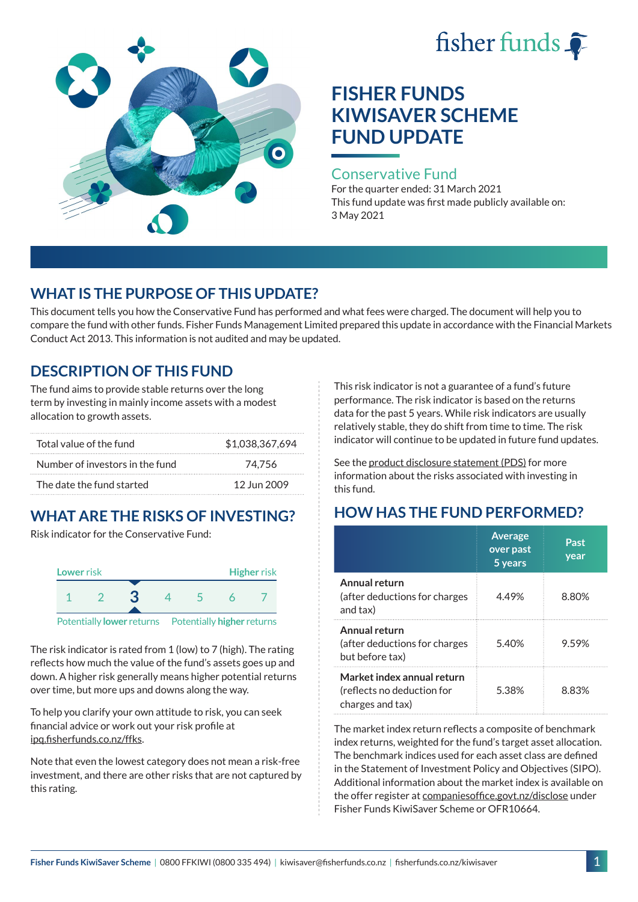fisher funds

# FISHER FUNDS KIWISAVER SCHEME FUND UPDATE

## Conservative Fund

For the quarter ended: 31 March 2021

This fund update was first made publicly available on: 3 May 2021

## WHAT IS THE PURPOSE OF THIS UPDATE?

This document tells you how the Conservative Fund has performed and what fees were charged. The document will help you to compare the fund with other funds. Fisher Funds Management Limited prepared this update in accordance with the Financial Markets Conduct Act 2013. This information is not audited and may be updated.

## DESCRIPTION OF THIS FUND

The fund aims to provide stable returns over the long term by investing in mainly income assets with a modest allocation to growth assets.

| | |
|---|---|
| Total value of the fund | $1,038,367,694 |
| Number of investors in the fund | 74,756 |
| The date the fund started | 12 Jun 2009 |

## WHAT ARE THE RISKS OF INVESTING?

Risk indicator for the Conservative Fund:

Lower risk — Higher risk

1 2 **3** 4 5 6 7

Potentially **lower** returns — Potentially **higher** returns

The risk indicator is rated from 1 (low) to 7 (high). The rating reflects how much the value of the fund's assets goes up and down. A higher risk generally means higher potential returns over time, but more ups and downs along the way.

To help you clarify your own attitude to risk, you can seek financial advice or work out your risk profile at ipq.fisherfunds.co.nz/ffks.

Note that even the lowest category does not mean a risk-free investment, and there are other risks that are not captured by this rating.

This risk indicator is not a guarantee of a fund's future performance. The risk indicator is based on the returns data for the past 5 years. While risk indicators are usually relatively stable, they do shift from time to time. The risk indicator will continue to be updated in future fund updates.

See the product disclosure statement (PDS) for more information about the risks associated with investing in this fund.

## HOW HAS THE FUND PERFORMED?

| | Average over past 5 years | Past year |
|---|---|---|
| **Annual return** (after deductions for charges and tax) | 4.49% | 8.80% |
| **Annual return** (after deductions for charges but before tax) | 5.40% | 9.59% |
| **Market index annual return** (reflects no deduction for charges and tax) | 5.38% | 8.83% |

The market index return reflects a composite of benchmark index returns, weighted for the fund's target asset allocation. The benchmark indices used for each asset class are defined in the Statement of Investment Policy and Objectives (SIPO). Additional information about the market index is available on the offer register at companiesoffice.govt.nz/disclose under Fisher Funds KiwiSaver Scheme or OFR10664.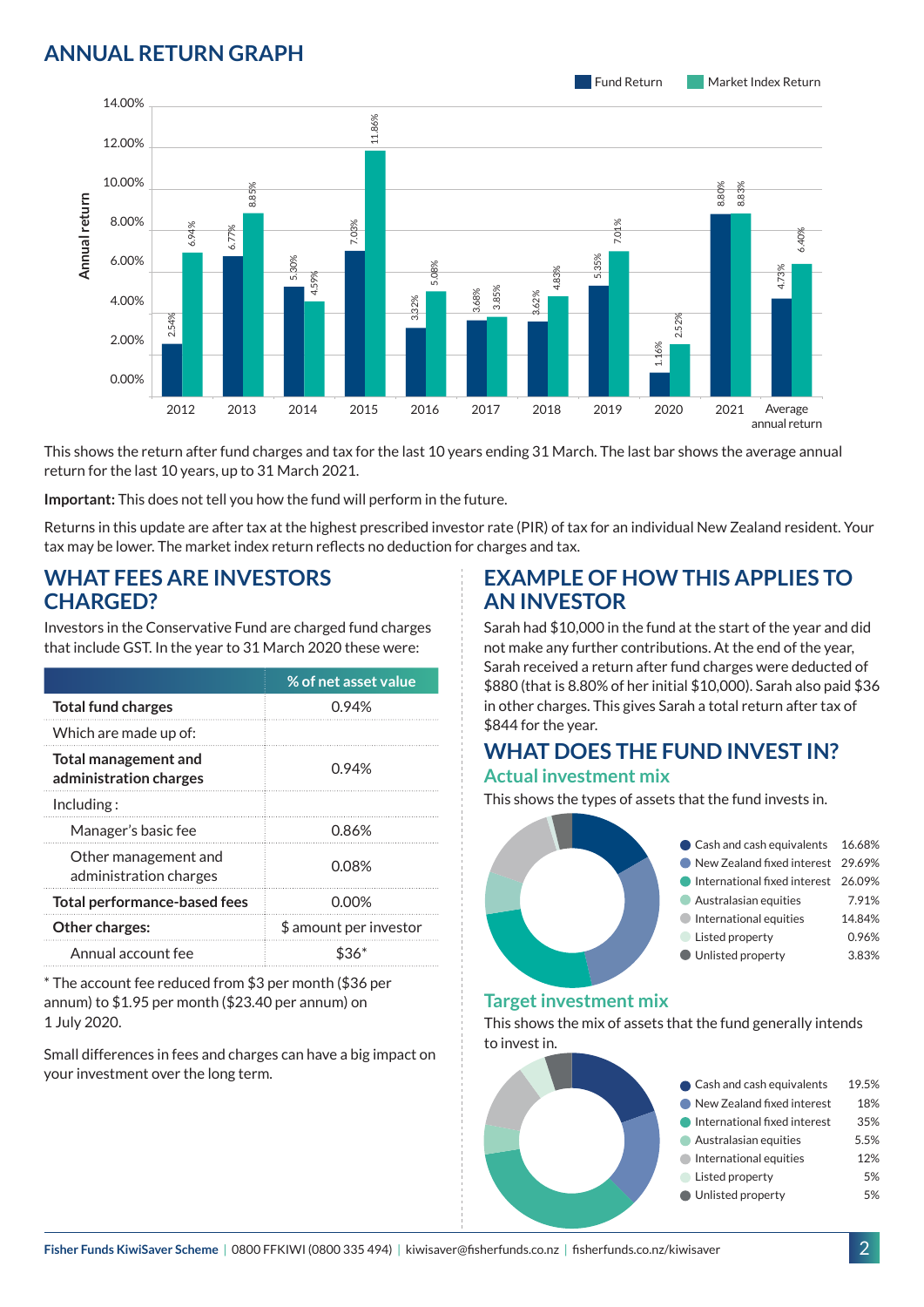## ANNUAL RETURN GRAPH

| Year | Fund Return | Market Index Return |
|---|---|---|
| 2012 | 2.54% | 6.94% |
| 2013 | 6.77% | 8.85% |
| 2014 | 5.30% | 4.59% |
| 2015 | 7.03% | 11.86% |
| 2016 | 3.32% | 5.08% |
| 2017 | 3.68% | 3.85% |
| 2018 | 3.62% | 4.83% |
| 2019 | 5.35% | 7.01% |
| 2020 | 1.16% | 2.52% |
| 2021 | 8.80% | 8.83% |
| Average annual return | 4.73% | 6.40% |

This shows the return after fund charges and tax for the last 10 years ending 31 March. The last bar shows the average annual return for the last 10 years, up to 31 March 2021.

**Important:** This does not tell you how the fund will perform in the future.

Returns in this update are after tax at the highest prescribed investor rate (PIR) of tax for an individual New Zealand resident. Your tax may be lower. The market index return reflects no deduction for charges and tax.

## WHAT FEES ARE INVESTORS CHARGED?

Investors in the Conservative Fund are charged fund charges that include GST. In the year to 31 March 2020 these were:

| | % of net asset value |
|---|---|
| **Total fund charges** | 0.94% |
| Which are made up of: | |
| **Total management and administration charges** | 0.94% |
| Including : | |
| Manager's basic fee | 0.86% |
| Other management and administration charges | 0.08% |
| **Total performance-based fees** | 0.00% |
| **Other charges:** | $ amount per investor |
| Annual account fee | $36* |

\* The account fee reduced from $3 per month ($36 per annum) to $1.95 per month ($23.40 per annum) on 1 July 2020.

Small differences in fees and charges can have a big impact on your investment over the long term.

## EXAMPLE OF HOW THIS APPLIES TO AN INVESTOR

Sarah had $10,000 in the fund at the start of the year and did not make any further contributions. At the end of the year, Sarah received a return after fund charges were deducted of $880 (that is 8.80% of her initial $10,000). Sarah also paid $36 in other charges. This gives Sarah a total return after tax of $844 for the year.

## WHAT DOES THE FUND INVEST IN?

### Actual investment mix

This shows the types of assets that the fund invests in.

| Asset | % |
|---|---|
| Cash and cash equivalents | 16.68% |
| New Zealand fixed interest | 29.69% |
| International fixed interest | 26.09% |
| Australasian equities | 7.91% |
| International equities | 14.84% |
| Listed property | 0.96% |
| Unlisted property | 3.83% |

### Target investment mix

This shows the mix of assets that the fund generally intends to invest in.

| Asset | % |
|---|---|
| Cash and cash equivalents | 19.5% |
| New Zealand fixed interest | 18% |
| International fixed interest | 35% |
| Australasian equities | 5.5% |
| International equities | 12% |
| Listed property | 5% |
| Unlisted property | 5% |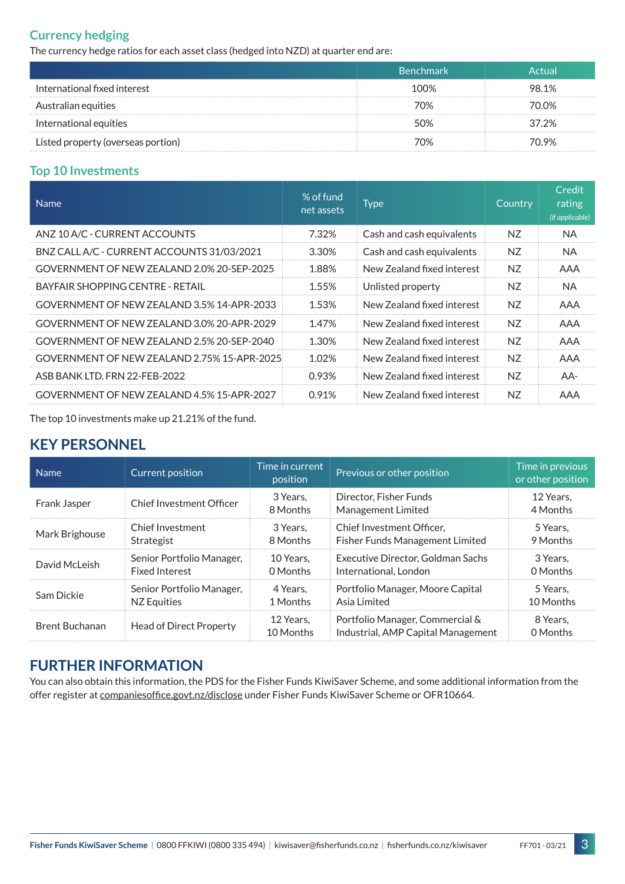## Currency hedging

The currency hedge ratios for each asset class (hedged into NZD) at quarter end are:

| | Benchmark | Actual |
|---|---|---|
| International fixed interest | 100% | 98.1% |
| Australian equities | 70% | 70.0% |
| International equities | 50% | 37.2% |
| Listed property (overseas portion) | 70% | 70.9% |

## Top 10 Investments

| Name | % of fund net assets | Type | Country | Credit rating *(if applicable)* |
|---|---|---|---|---|
| ANZ 10 A/C - CURRENT ACCOUNTS | 7.32% | Cash and cash equivalents | NZ | NA |
| BNZ CALL A/C - CURRENT ACCOUNTS 31/03/2021 | 3.30% | Cash and cash equivalents | NZ | NA |
| GOVERNMENT OF NEW ZEALAND 2.0% 20-SEP-2025 | 1.88% | New Zealand fixed interest | NZ | AAA |
| BAYFAIR SHOPPING CENTRE - RETAIL | 1.55% | Unlisted property | NZ | NA |
| GOVERNMENT OF NEW ZEALAND 3.5% 14-APR-2033 | 1.53% | New Zealand fixed interest | NZ | AAA |
| GOVERNMENT OF NEW ZEALAND 3.0% 20-APR-2029 | 1.47% | New Zealand fixed interest | NZ | AAA |
| GOVERNMENT OF NEW ZEALAND 2.5% 20-SEP-2040 | 1.30% | New Zealand fixed interest | NZ | AAA |
| GOVERNMENT OF NEW ZEALAND 2.75% 15-APR-2025 | 1.02% | New Zealand fixed interest | NZ | AAA |
| ASB BANK LTD. FRN 22-FEB-2022 | 0.93% | New Zealand fixed interest | NZ | AA- |
| GOVERNMENT OF NEW ZEALAND 4.5% 15-APR-2027 | 0.91% | New Zealand fixed interest | NZ | AAA |

The top 10 investments make up 21.21% of the fund.

# KEY PERSONNEL

| Name | Current position | Time in current position | Previous or other position | Time in previous or other position |
|---|---|---|---|---|
| Frank Jasper | Chief Investment Officer | 3 Years, 8 Months | Director, Fisher Funds Management Limited | 12 Years, 4 Months |
| Mark Brighouse | Chief Investment Strategist | 3 Years, 8 Months | Chief Investment Officer, Fisher Funds Management Limited | 5 Years, 9 Months |
| David McLeish | Senior Portfolio Manager, Fixed Interest | 10 Years, 0 Months | Executive Director, Goldman Sachs International, London | 3 Years, 0 Months |
| Sam Dickie | Senior Portfolio Manager, NZ Equities | 4 Years, 1 Months | Portfolio Manager, Moore Capital Asia Limited | 5 Years, 10 Months |
| Brent Buchanan | Head of Direct Property | 12 Years, 10 Months | Portfolio Manager, Commercial & Industrial, AMP Capital Management | 8 Years, 0 Months |

# FURTHER INFORMATION

You can also obtain this information, the PDS for the Fisher Funds KiwiSaver Scheme, and some additional information from the offer register at companiesoffice.govt.nz/disclose under Fisher Funds KiwiSaver Scheme or OFR10664.

**Fisher Funds KiwiSaver Scheme** | 0800 FFKIWI (0800 335 494) | kiwisaver@fisherfunds.co.nz | fisherfunds.co.nz/kiwisaver FF701 - 03/21